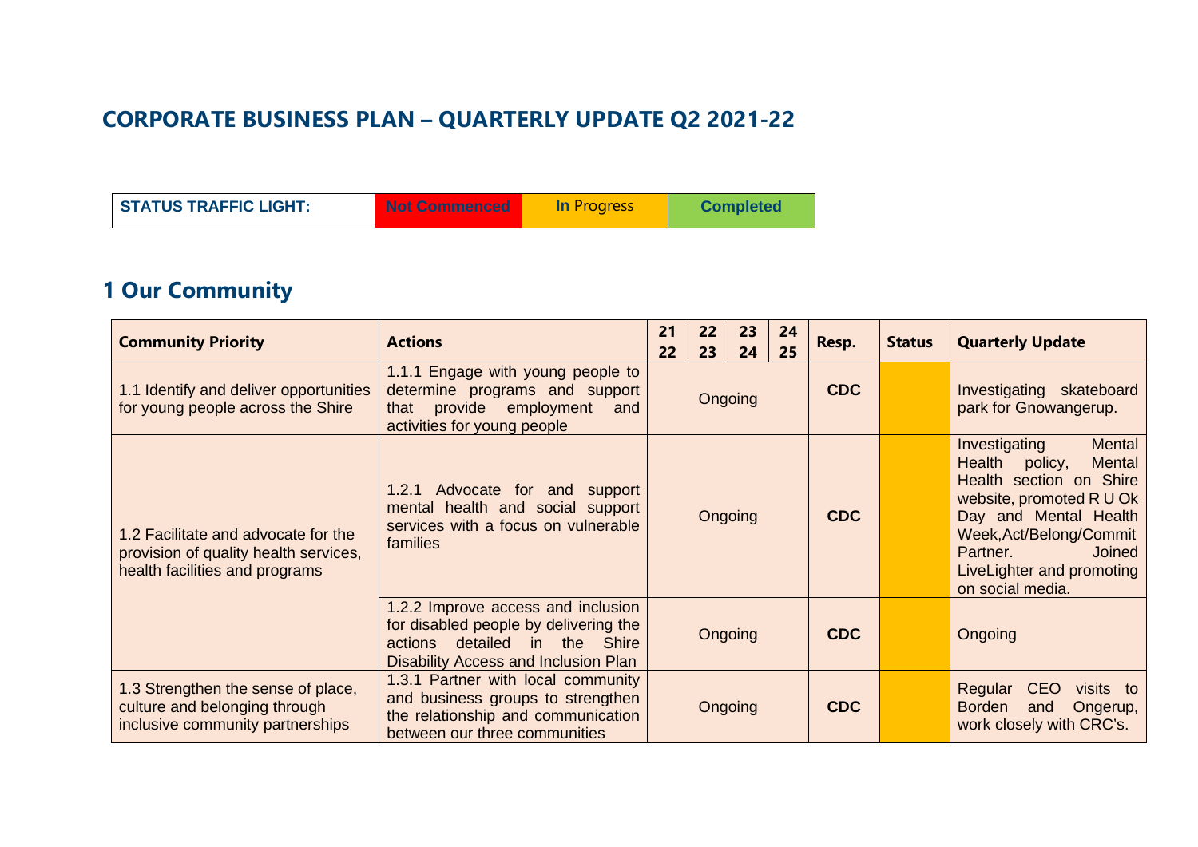## CORPORATE BUSINESS PLAN – QUARTERLY UPDATE Q2 2021-22

| STATUS TRAFFIC LIGHT: | Not Commenced | In Progress | Completed |
|---|---|---|---|

## 1 Our Community

| Community Priority | Actions | 21 22 | 22 23 | 23 24 | 24 25 | Resp. | Status | Quarterly Update |
|---|---|---|---|---|---|---|---|---|
| 1.1 Identify and deliver opportunities for young people across the Shire | 1.1.1 Engage with young people to determine programs and support that provide employment and activities for young people | Ongoing | | | | CDC | | Investigating skateboard park for Gnowangerup. |
| 1.2 Facilitate and advocate for the provision of quality health services, health facilities and programs | 1.2.1 Advocate for and support mental health and social support services with a focus on vulnerable families | Ongoing | | | | CDC | | Investigating Mental Health policy, Mental Health section on Shire website, promoted R U Ok Day and Mental Health Week,Act/Belong/Commit Partner. Joined LiveLighter and promoting on social media. |
| | 1.2.2 Improve access and inclusion for disabled people by delivering the actions detailed in the Shire Disability Access and Inclusion Plan | Ongoing | | | | CDC | | Ongoing |
| 1.3 Strengthen the sense of place, culture and belonging through inclusive community partnerships | 1.3.1 Partner with local community and business groups to strengthen the relationship and communication between our three communities | Ongoing | | | | CDC | | Regular CEO visits to Borden and Ongerup, work closely with CRC's. |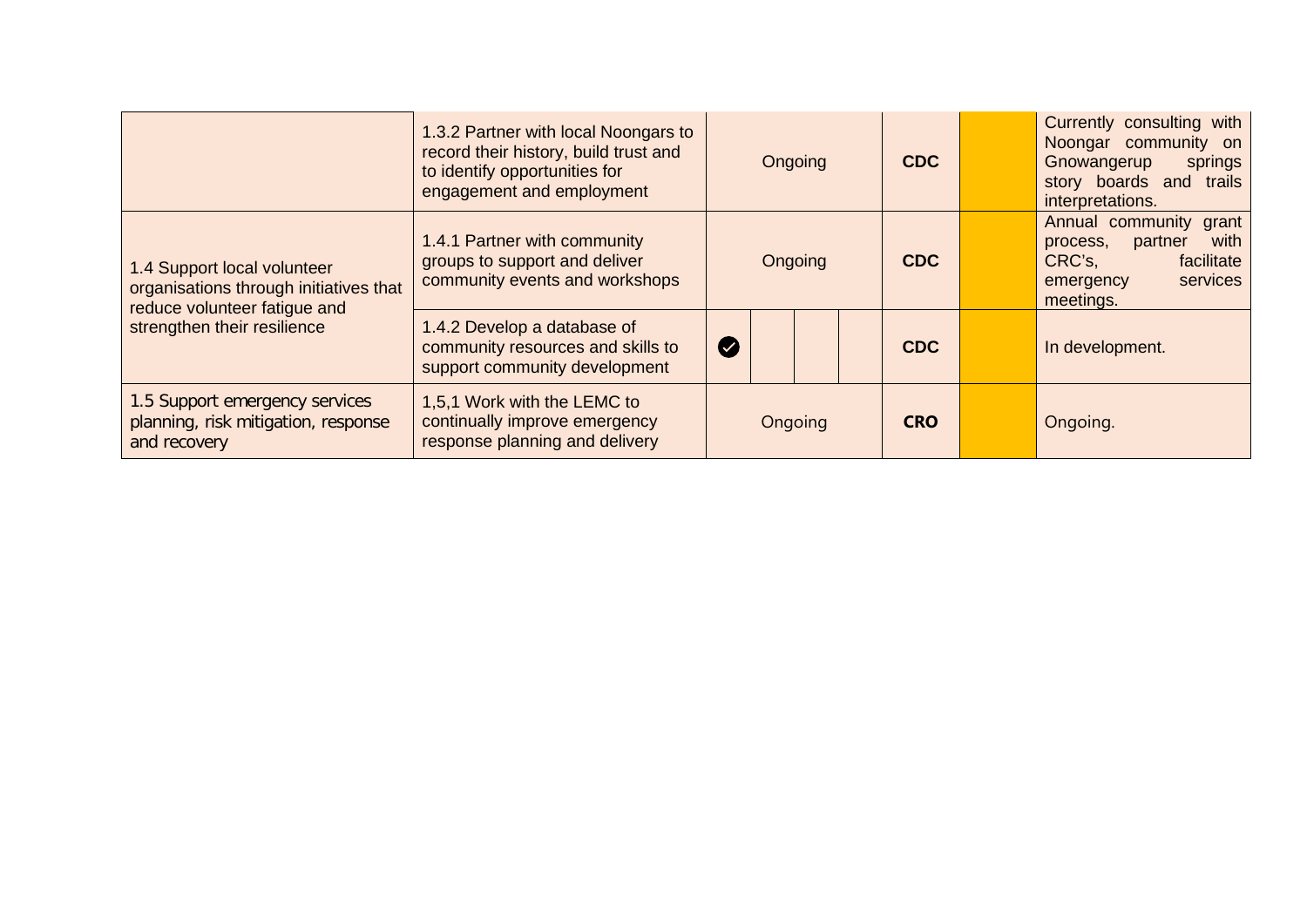|  |  |  |  |  |  |  |  |
|---|---|---|---|---|---|---|---|
|  | 1.3.2 Partner with local Noongars to record their history, build trust and to identify opportunities for engagement and employment | Ongoing | | | | **CDC** |  | Currently consulting with Noongar community on Gnowangerup springs story boards and trails interpretations. |
| 1.4 Support local volunteer organisations through initiatives that reduce volunteer fatigue and strengthen their resilience | 1.4.1 Partner with community groups to support and deliver community events and workshops | Ongoing | | | | **CDC** |  | Annual community grant process, partner with CRC's, facilitate emergency services meetings. |
|  | 1.4.2 Develop a database of community resources and skills to support community development | ✔ |  |  |  | **CDC** |  | In development. |
| 1.5 Support emergency services planning, risk mitigation, response and recovery | 1,5,1 Work with the LEMC to continually improve emergency response planning and delivery | Ongoing | | | | **CRO** |  | Ongoing. |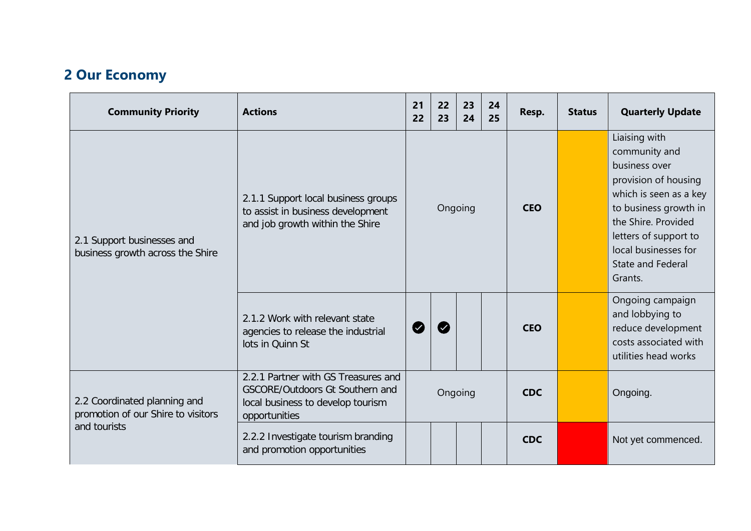## 2 Our Economy

| Community Priority | Actions | 21 22 | 22 23 | 23 24 | 24 25 | Resp. | Status | Quarterly Update |
|---|---|---|---|---|---|---|---|---|
| 2.1 Support businesses and business growth across the Shire | 2.1.1 Support local business groups to assist in business development and job growth within the Shire | Ongoing | | | | **CEO** | | Liaising with community and business over provision of housing which is seen as a key to business growth in the Shire. Provided letters of support to local businesses for State and Federal Grants. |
| | 2.1.2 Work with relevant state agencies to release the industrial lots in Quinn St | ✓ | ✓ | | | **CEO** | | Ongoing campaign and lobbying to reduce development costs associated with utilities head works |
| 2.2 Coordinated planning and promotion of our Shire to visitors and tourists | 2.2.1 Partner with GS Treasures and GSCORE/Outdoors Gt Southern and local business to develop tourism opportunities | Ongoing | | | | **CDC** | | Ongoing. |
| | 2.2.2 Investigate tourism branding and promotion opportunities | | | | | **CDC** | | Not yet commenced. |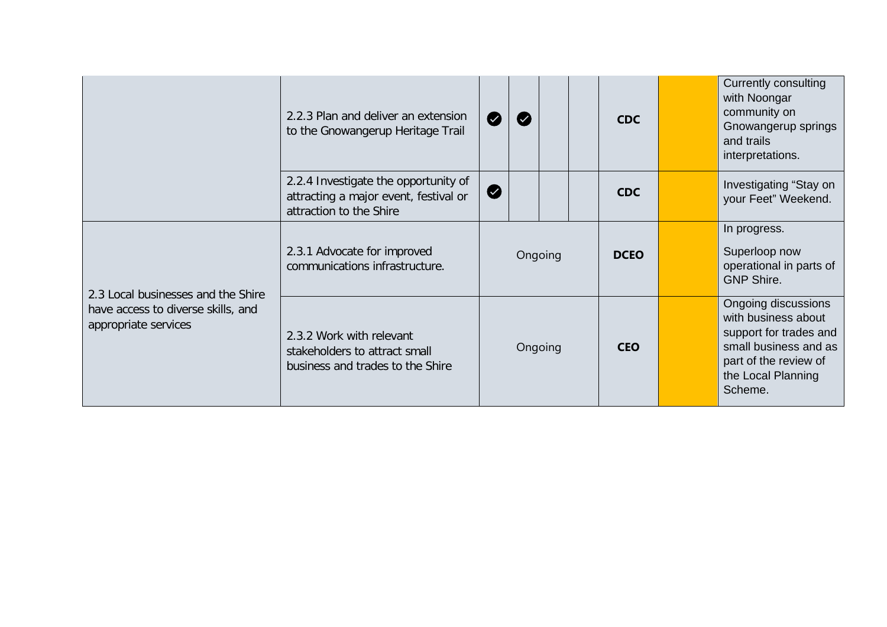| | | | | | | | | |
|---|---|---|---|---|---|---|---|---|
| | 2.2.3 Plan and deliver an extension to the Gnowangerup Heritage Trail | ✔ | ✔ | | | **CDC** | | Currently consulting with Noongar community on Gnowangerup springs and trails interpretations. |
| | 2.2.4 Investigate the opportunity of attracting a major event, festival or attraction to the Shire | ✔ | | | | **CDC** | | Investigating "Stay on your Feet" Weekend. |
| 2.3 Local businesses and the Shire have access to diverse skills, and appropriate services | 2.3.1 Advocate for improved communications infrastructure. | Ongoing | | | | **DCEO** | | In progress.<br><br>Superloop now operational in parts of GNP Shire. |
| | 2.3.2 Work with relevant stakeholders to attract small business and trades to the Shire | Ongoing | | | | **CEO** | | Ongoing discussions with business about support for trades and small business and as part of the review of the Local Planning Scheme. |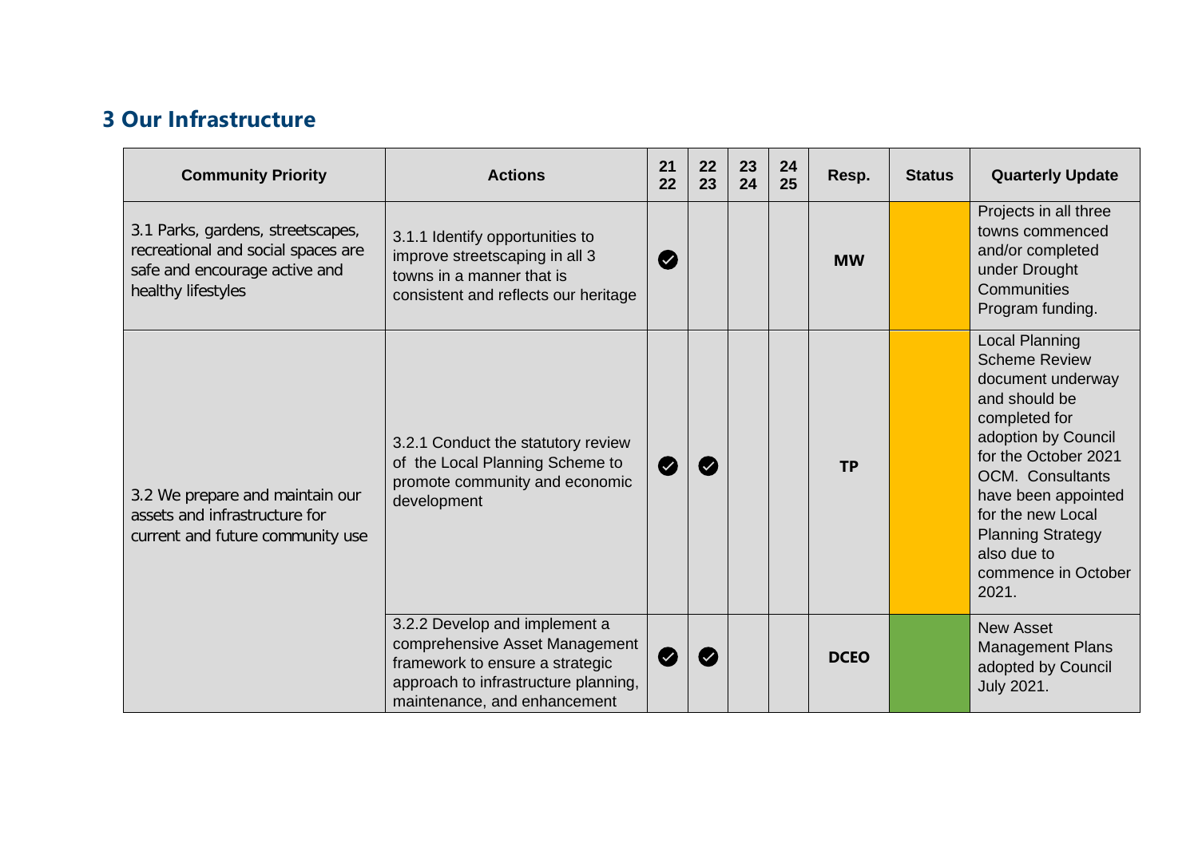## 3 Our Infrastructure

| Community Priority | Actions | 21 22 | 22 23 | 23 24 | 24 25 | Resp. | Status | Quarterly Update |
|---|---|---|---|---|---|---|---|---|
| 3.1 Parks, gardens, streetscapes, recreational and social spaces are safe and encourage active and healthy lifestyles | 3.1.1 Identify opportunities to improve streetscaping in all 3 towns in a manner that is consistent and reflects our heritage | ✔ | | | | **MW** | | Projects in all three towns commenced and/or completed under Drought Communities Program funding. |
| 3.2 We prepare and maintain our assets and infrastructure for current and future community use | 3.2.1 Conduct the statutory review of the Local Planning Scheme to promote community and economic development | ✔ | ✔ | | | **TP** | | Local Planning Scheme Review document underway and should be completed for adoption by Council for the October 2021 OCM. Consultants have been appointed for the new Local Planning Strategy also due to commence in October 2021. |
| | 3.2.2 Develop and implement a comprehensive Asset Management framework to ensure a strategic approach to infrastructure planning, maintenance, and enhancement | ✔ | ✔ | | | **DCEO** | | New Asset Management Plans adopted by Council July 2021. |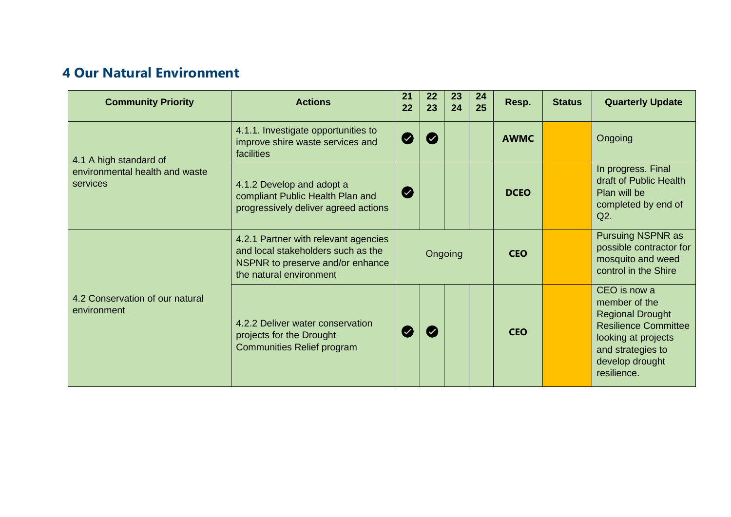## 4 Our Natural Environment

| Community Priority | Actions | 21 22 | 22 23 | 23 24 | 24 25 | Resp. | Status | Quarterly Update |
|---|---|---|---|---|---|---|---|---|
| 4.1 A high standard of environmental health and waste services | 4.1.1. Investigate opportunities to improve shire waste services and facilities | ✔ | ✔ | | | **AWMC** | | Ongoing |
| | 4.1.2 Develop and adopt a compliant Public Health Plan and progressively deliver agreed actions | ✔ | | | | **DCEO** | | In progress. Final draft of Public Health Plan will be completed by end of Q2. |
| 4.2 Conservation of our natural environment | 4.2.1 Partner with relevant agencies and local stakeholders such as the NSPNR to preserve and/or enhance the natural environment | Ongoing | | | | **CEO** | | Pursuing NSPNR as possible contractor for mosquito and weed control in the Shire |
| | 4.2.2 Deliver water conservation projects for the Drought Communities Relief program | ✔ | ✔ | | | **CEO** | | CEO is now a member of the Regional Drought Resilience Committee looking at projects and strategies to develop drought resilience. |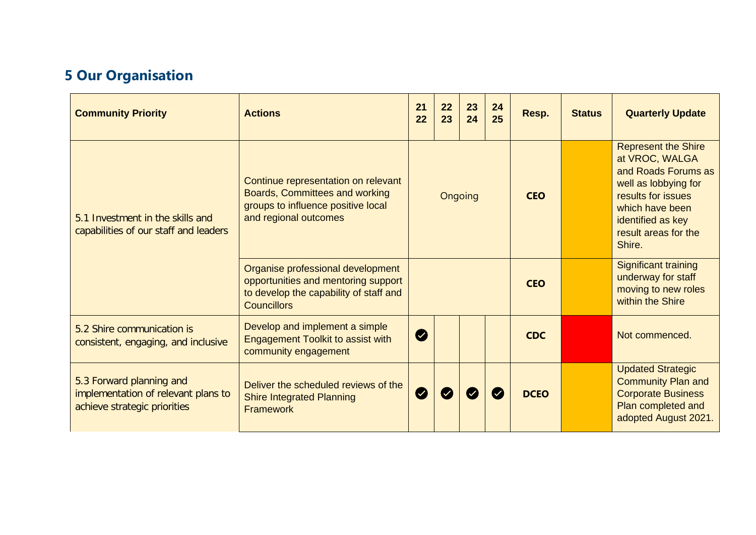# 5 Our Organisation

| Community Priority | Actions | 21 22 | 22 23 | 23 24 | 24 25 | Resp. | Status | Quarterly Update |
|---|---|---|---|---|---|---|---|---|
| 5.1 Investment in the skills and capabilities of our staff and leaders | Continue representation on relevant Boards, Committees and working groups to influence positive local and regional outcomes | Ongoing | | | | **CEO** | | Represent the Shire at VROC, WALGA and Roads Forums as well as lobbying for results for issues which have been identified as key result areas for the Shire. |
| | Organise professional development opportunities and mentoring support to develop the capability of staff and Councillors | | | | | **CEO** | | Significant training underway for staff moving to new roles within the Shire |
| 5.2 Shire communication is consistent, engaging, and inclusive | Develop and implement a simple Engagement Toolkit to assist with community engagement | ✔ | | | | **CDC** | | Not commenced. |
| 5.3 Forward planning and implementation of relevant plans to achieve strategic priorities | Deliver the scheduled reviews of the Shire Integrated Planning Framework | ✔ | ✔ | ✔ | ✔ | **DCEO** | | Updated Strategic Community Plan and Corporate Business Plan completed and adopted August 2021. |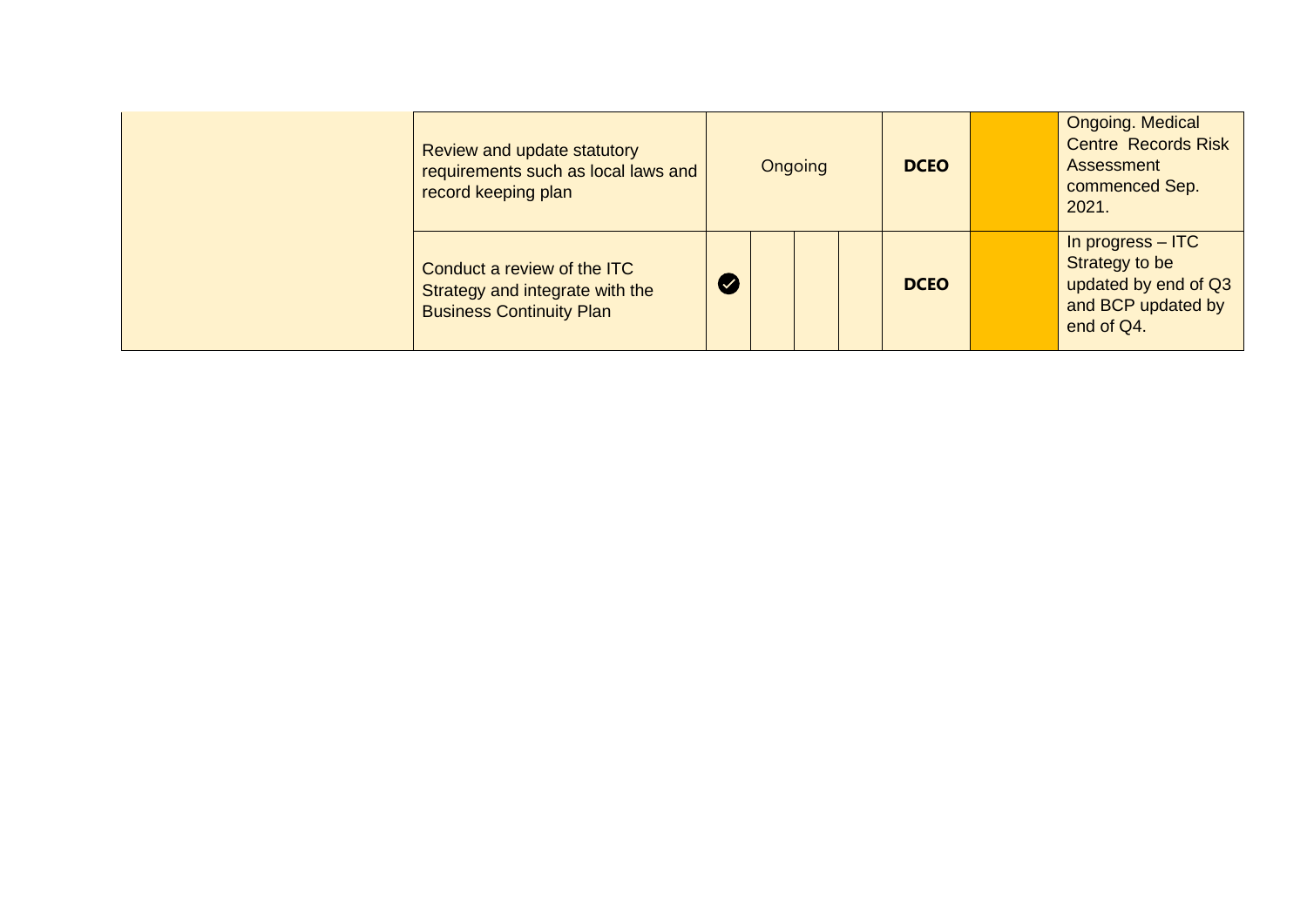| | | | | | | | | |
|---|---|---|---|---|---|---|---|---|
| | Review and update statutory requirements such as local laws and record keeping plan | Ongoing | | | | **DCEO** | | Ongoing. Medical Centre Records Risk Assessment commenced Sep. 2021. |
| | Conduct a review of the ITC Strategy and integrate with the Business Continuity Plan | ✔ | | | | **DCEO** | | In progress – ITC Strategy to be updated by end of Q3 and BCP updated by end of Q4. |